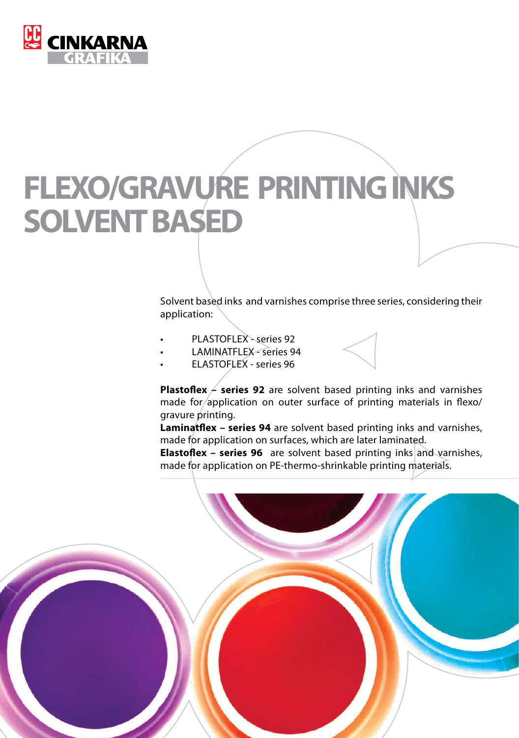# FLEXO/GRAVURE PRINTING INKS SOLVENT BASED

Solvent based inks and varnishes comprise three series, considering their application:

- PLASTOFLEX - series 92
- LAMINATFLEX - series 94
- ELASTOFLEX - series 96

**Plastoflex – series 92** are solvent based printing inks and varnishes made for application on outer surface of printing materials in flexo/ gravure printing.
**Laminatflex – series 94** are solvent based printing inks and varnishes, made for application on surfaces, which are later laminated.
**Elastoflex – series 96** are solvent based printing inks and varnishes, made for application on PE-thermo-shrinkable printing materials.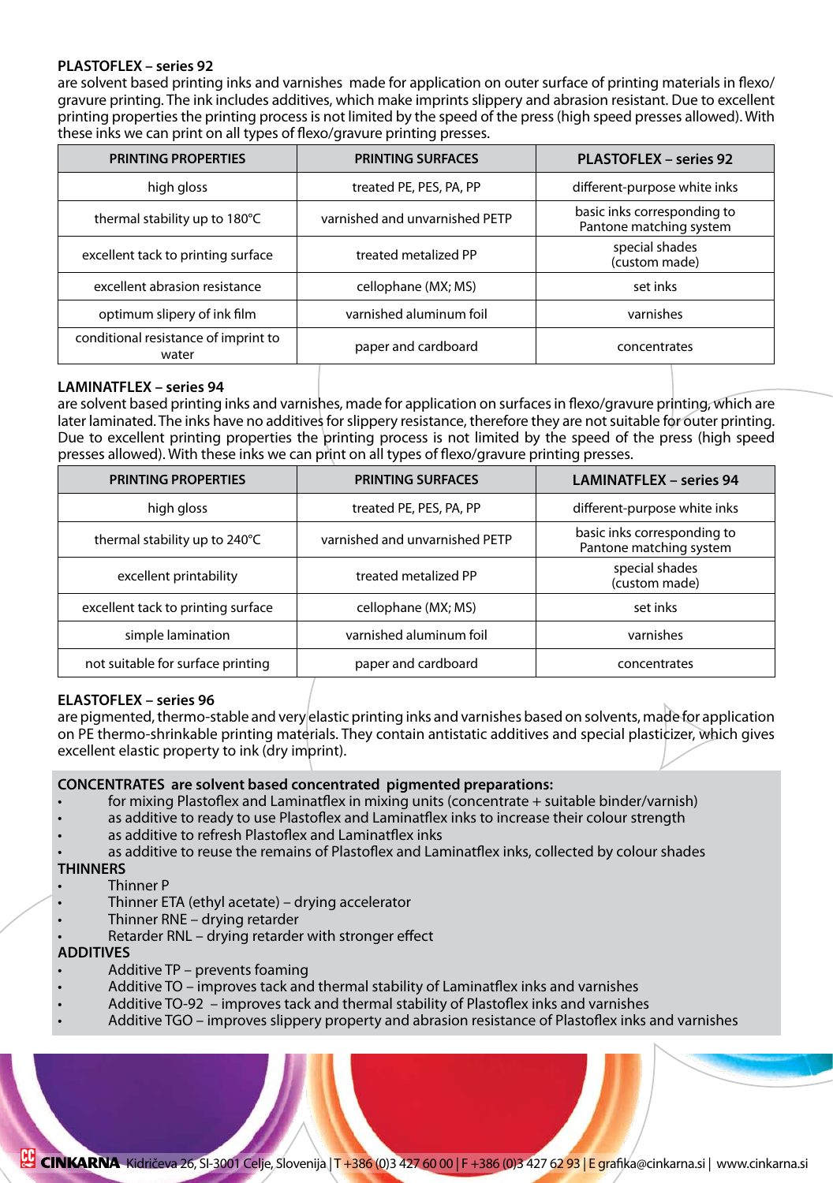**PLASTOFLEX – series 92**
are solvent based printing inks and varnishes made for application on outer surface of printing materials in flexo/gravure printing. The ink includes additives, which make imprints slippery and abrasion resistant. Due to excellent printing properties the printing process is not limited by the speed of the press (high speed presses allowed). With these inks we can print on all types of flexo/gravure printing presses.

| PRINTING PROPERTIES | PRINTING SURFACES | PLASTOFLEX – series 92 |
|---|---|---|
| high gloss | treated PE, PES, PA, PP | different-purpose white inks |
| thermal stability up to 180°C | varnished and unvarnished PETP | basic inks corresponding to Pantone matching system |
| excellent tack to printing surface | treated metalized PP | special shades (custom made) |
| excellent abrasion resistance | cellophane (MX; MS) | set inks |
| optimum slipery of ink film | varnished aluminum foil | varnishes |
| conditional resistance of imprint to water | paper and cardboard | concentrates |

**LAMINATFLEX – series 94**
are solvent based printing inks and varnishes, made for application on surfaces in flexo/gravure printing, which are later laminated. The inks have no additives for slippery resistance, therefore they are not suitable for outer printing. Due to excellent printing properties the printing process is not limited by the speed of the press (high speed presses allowed). With these inks we can print on all types of flexo/gravure printing presses.

| PRINTING PROPERTIES | PRINTING SURFACES | LAMINATFLEX – series 94 |
|---|---|---|
| high gloss | treated PE, PES, PA, PP | different-purpose white inks |
| thermal stability up to 240°C | varnished and unvarnished PETP | basic inks corresponding to Pantone matching system |
| excellent printability | treated metalized PP | special shades (custom made) |
| excellent tack to printing surface | cellophane (MX; MS) | set inks |
| simple lamination | varnished aluminum foil | varnishes |
| not suitable for surface printing | paper and cardboard | concentrates |

**ELASTOFLEX – series 96**
are pigmented, thermo-stable and very elastic printing inks and varnishes based on solvents, made for application on PE thermo-shrinkable printing materials. They contain antistatic additives and special plasticizer, which gives excellent elastic property to ink (dry imprint).

**CONCENTRATES are solvent based concentrated pigmented preparations:**
- for mixing Plastoflex and Laminatflex in mixing units (concentrate + suitable binder/varnish)
- as additive to ready to use Plastoflex and Laminatflex inks to increase their colour strength
- as additive to refresh Plastoflex and Laminatflex inks
- as additive to reuse the remains of Plastoflex and Laminatflex inks, collected by colour shades

**THINNERS**
- Thinner P
- Thinner ETA (ethyl acetate) – drying accelerator
- Thinner RNE – drying retarder
- Retarder RNL – drying retarder with stronger effect

**ADDITIVES**
- Additive TP – prevents foaming
- Additive TO – improves tack and thermal stability of Laminatflex inks and varnishes
- Additive TO-92 – improves tack and thermal stability of Plastoflex inks and varnishes
- Additive TGO – improves slippery property and abrasion resistance of Plastoflex inks and varnishes

**CINKARNA** Kidričeva 26, SI-3001 Celje, Slovenija | T +386 (0)3 427 60 00 | F +386 (0)3 427 62 93 | E grafika@cinkarna.si | www.cinkarna.si